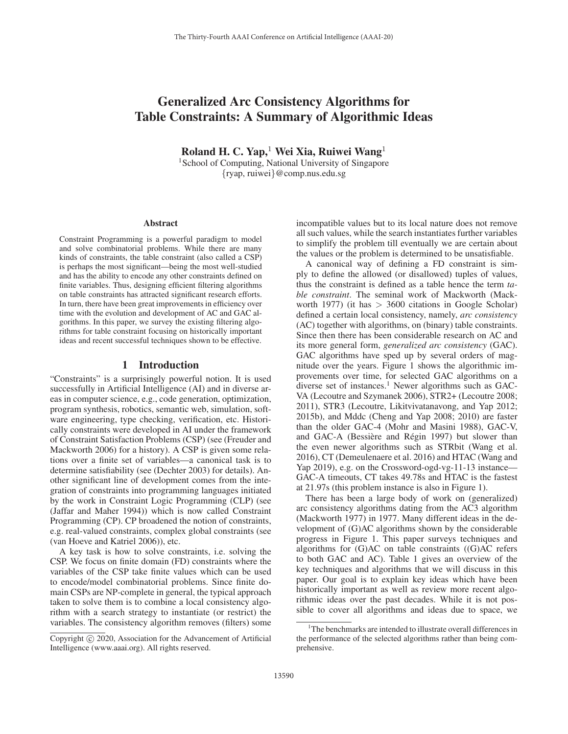# Generalized Arc Consistency Algorithms for Table Constraints: A Summary of Algorithmic Ideas

**Roland H. C. Yap,[1] Wei Xia, Ruiwei Wang[1]**

[1]School of Computing, National University of Singapore
{ryap, ruiwei}@comp.nus.edu.sg

## Abstract

Constraint Programming is a powerful paradigm to model and solve combinatorial problems. While there are many kinds of constraints, the table constraint (also called a CSP) is perhaps the most significant—being the most well-studied and has the ability to encode any other constraints defined on finite variables. Thus, designing efficient filtering algorithms on table constraints has attracted significant research efforts. In turn, there have been great improvements in efficiency over time with the evolution and development of AC and GAC algorithms. In this paper, we survey the existing filtering algorithms for table constraint focusing on historically important ideas and recent successful techniques shown to be effective.

## 1 Introduction

"Constraints" is a surprisingly powerful notion. It is used successfully in Artificial Intelligence (AI) and in diverse areas in computer science, e.g., code generation, optimization, program synthesis, robotics, semantic web, simulation, software engineering, type checking, verification, etc. Historically constraints were developed in AI under the framework of Constraint Satisfaction Problems (CSP) (see (Freuder and Mackworth 2006) for a history). A CSP is given some relations over a finite set of variables—a canonical task is to determine satisfiability (see (Dechter 2003) for details). Another significant line of development comes from the integration of constraints into programming languages initiated by the work in Constraint Logic Programming (CLP) (see (Jaffar and Maher 1994)) which is now called Constraint Programming (CP). CP broadened the notion of constraints, e.g. real-valued constraints, complex global constraints (see (van Hoeve and Katriel 2006)), etc.

A key task is how to solve constraints, i.e. solving the CSP. We focus on finite domain (FD) constraints where the variables of the CSP take finite values which can be used to encode/model combinatorial problems. Since finite domain CSPs are NP-complete in general, the typical approach taken to solve them is to combine a local consistency algorithm with a search strategy to instantiate (or restrict) the variables. The consistency algorithm removes (filters) some incompatible values but to its local nature does not remove all such values, while the search instantiates further variables to simplify the problem till eventually we are certain about the values or the problem is determined to be unsatisfiable.

A canonical way of defining a FD constraint is simply to define the allowed (or disallowed) tuples of values, thus the constraint is defined as a table hence the term *table constraint*. The seminal work of Mackworth (Mackworth 1977) (it has > 3600 citations in Google Scholar) defined a certain local consistency, namely, *arc consistency* (AC) together with algorithms, on (binary) table constraints. Since then there has been considerable research on AC and its more general form, *generalized arc consistency* (GAC). GAC algorithms have sped up by several orders of magnitude over the years. Figure 1 shows the algorithmic improvements over time, for selected GAC algorithms on a diverse set of instances.[1] Newer algorithms such as GAC-VA (Lecoutre and Szymanek 2006), STR2+ (Lecoutre 2008; 2011), STR3 (Lecoutre, Likitvivatanavong, and Yap 2012; 2015b), and Mddc (Cheng and Yap 2008; 2010) are faster than the older GAC-4 (Mohr and Masini 1988), GAC-V, and GAC-A (Bessière and Régin 1997) but slower than the even newer algorithms such as STRbit (Wang et al. 2016), CT (Demeulenaere et al. 2016) and HTAC (Wang and Yap 2019), e.g. on the Crossword-ogd-vg-11-13 instance—GAC-A timeouts, CT takes 49.78s and HTAC is the fastest at 21.97s (this problem instance is also in Figure 1).

There has been a large body of work on (generalized) arc consistency algorithms dating from the AC3 algorithm (Mackworth 1977) in 1977. Many different ideas in the development of (G)AC algorithms shown by the considerable progress in Figure 1. This paper surveys techniques and algorithms for (G)AC on table constraints ((G)AC refers to both GAC and AC). Table 1 gives an overview of the key techniques and algorithms that we will discuss in this paper. Our goal is to explain key ideas which have been historically important as well as review more recent algorithmic ideas over the past decades. While it is not possible to cover all algorithms and ideas due to space, we

[1]The benchmarks are intended to illustrate overall differences in the performance of the selected algorithms rather than being comprehensive.

Copyright © 2020, Association for the Advancement of Artificial Intelligence (www.aaai.org). All rights reserved.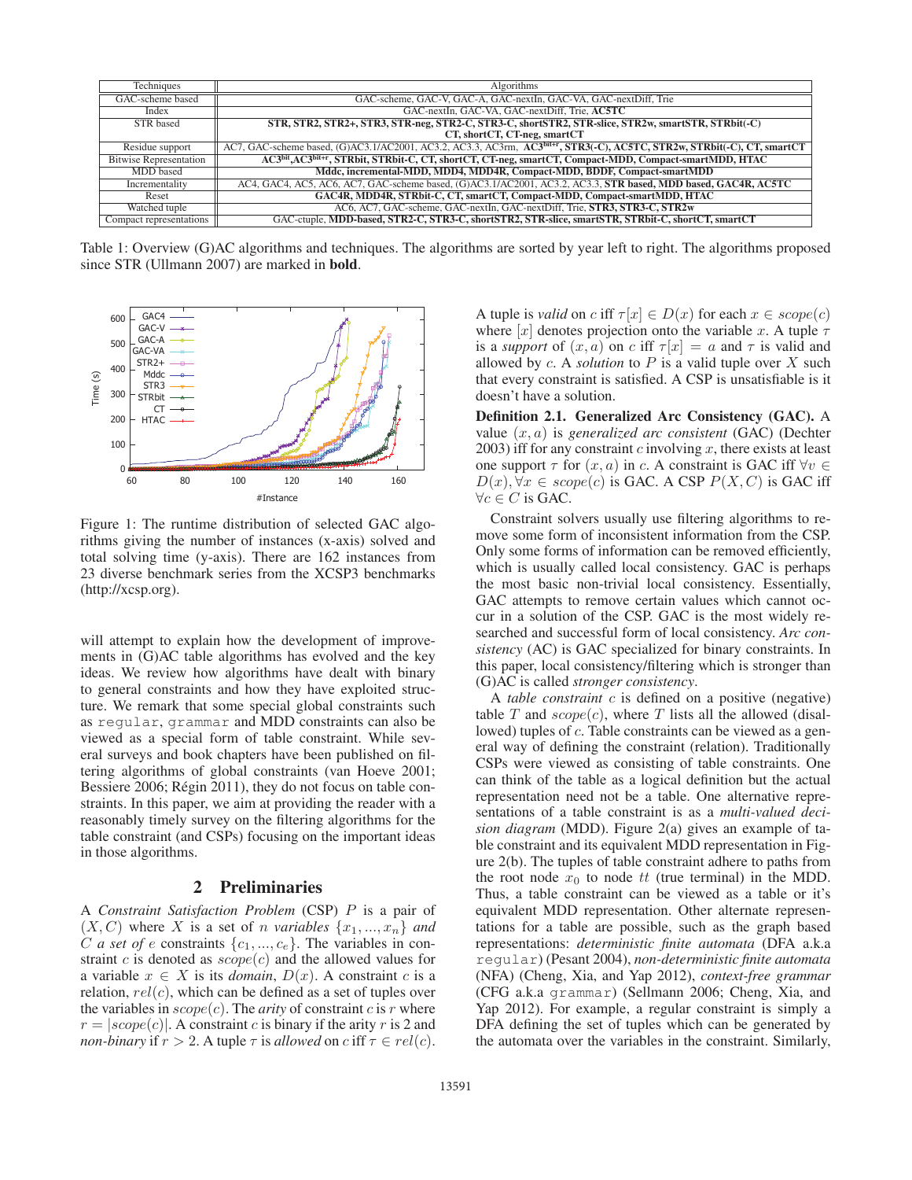| Techniques | Algorithms |
|---|---|
| GAC-scheme based | GAC-scheme, GAC-V, GAC-A, GAC-nextIn, GAC-VA, GAC-nextDiff, Trie |
| Index | GAC-nextIn, GAC-VA, GAC-nextDiff, Trie, **AC5TC** |
| STR based | **STR, STR2, STR2+, STR3, STR-neg, STR2-C, STR3-C, shortSTR2, STR-slice, STR2w, smartSTR, STRbit(-C) CT, shortCT, CT-neg, smartCT** |
| Residue support | AC7, GAC-scheme based, (G)AC3.1/AC2001, AC3.2, AC3.3, AC3rm, **AC3$^{bit+r}$, STR3(-C), AC5TC, STR2w, STRbit(-C), CT, smartCT** |
| Bitwise Representation | **AC3$^{bit}$,AC3$^{bit+r}$, STRbit, STRbit-C, CT, shortCT, CT-neg, smartCT, Compact-MDD, Compact-smartMDD, HTAC** |
| MDD based | **Mddc, incremental-MDD, MDD4, MDD4R, Compact-MDD, BDDF, Compact-smartMDD** |
| Incrementality | AC4, GAC4, AC5, AC6, AC7, GAC-scheme based, (G)AC3.1/AC2001, AC3.2, AC3.3, **STR based, MDD based, GAC4R, AC5TC** |
| Reset | **GAC4R, MDD4R, STRbit-C, CT, smartCT, Compact-MDD, Compact-smartMDD, HTAC** |
| Watched tuple | AC6, AC7, GAC-scheme, GAC-nextIn, GAC-nextDiff, Trie, **STR3, STR3-C, STR2w** |
| Compact representations | GAC-ctuple, **MDD-based, STR2-C, STR3-C, shortSTR2, STR-slice, smartSTR, STRbit-C, shortCT, smartCT** |

Table 1: Overview (G)AC algorithms and techniques. The algorithms are sorted by year left to right. The algorithms proposed since STR (Ullmann 2007) are marked in **bold**.

Figure 1: The runtime distribution of selected GAC algorithms giving the number of instances (x-axis) solved and total solving time (y-axis). There are 162 instances from 23 diverse benchmark series from the XCSP3 benchmarks (http://xcsp.org).

will attempt to explain how the development of improvements in (G)AC table algorithms has evolved and the key ideas. We review how algorithms have dealt with binary to general constraints and how they have exploited structure. We remark that some special global constraints such as `regular`, `grammar` and MDD constraints can also be viewed as a special form of table constraint. While several surveys and book chapters have been published on filtering algorithms of global constraints (van Hoeve 2001; Bessiere 2006; Régin 2011), they do not focus on table constraints. In this paper, we aim at providing the reader with a reasonably timely survey on the filtering algorithms for the table constraint (and CSPs) focusing on the important ideas in those algorithms.

## 2 Preliminaries

A *Constraint Satisfaction Problem* (CSP) $P$ is a pair of $(X, C)$ where $X$ is a set of $n$ *variables* $\{x_1, ..., x_n\}$ *and* $C$ *a set of* $e$ constraints $\{c_1, ..., c_e\}$. The variables in constraint $c$ is denoted as $scope(c)$ and the allowed values for a variable $x \in X$ is its *domain*, $D(x)$. A constraint $c$ is a relation, $rel(c)$, which can be defined as a set of tuples over the variables in $scope(c)$. The *arity* of constraint $c$ is $r$ where $r = |scope(c)|$. A constraint $c$ is binary if the arity $r$ is 2 and *non-binary* if $r > 2$. A tuple $\tau$ is *allowed* on $c$ iff $\tau \in rel(c)$.

A tuple is *valid* on $c$ iff $\tau[x] \in D(x)$ for each $x \in scope(c)$ where $[x]$ denotes projection onto the variable $x$. A tuple $\tau$ is a *support* of $(x, a)$ on $c$ iff $\tau[x] = a$ and $\tau$ is valid and allowed by $c$. A *solution* to $P$ is a valid tuple over $X$ such that every constraint is satisfied. A CSP is unsatisfiable is it doesn't have a solution.

**Definition 2.1. Generalized Arc Consistency (GAC).** A value $(x, a)$ is *generalized arc consistent* (GAC) (Dechter 2003) iff for any constraint $c$ involving $x$, there exists at least one support $\tau$ for $(x, a)$ in $c$. A constraint is GAC iff $\forall v \in D(x), \forall x \in scope(c)$ is GAC. A CSP $P(X, C)$ is GAC iff $\forall c \in C$ is GAC.

Constraint solvers usually use filtering algorithms to remove some form of inconsistent information from the CSP. Only some forms of information can be removed efficiently, which is usually called local consistency. GAC is perhaps the most basic non-trivial local consistency. Essentially, GAC attempts to remove certain values which cannot occur in a solution of the CSP. GAC is the most widely researched and successful form of local consistency. *Arc consistency* (AC) is GAC specialized for binary constraints. In this paper, local consistency/filtering which is stronger than (G)AC is called *stronger consistency*.

A *table constraint* $c$ is defined on a positive (negative) table $T$ and $scope(c)$, where $T$ lists all the allowed (disallowed) tuples of $c$. Table constraints can be viewed as a general way of defining the constraint (relation). Traditionally CSPs were viewed as consisting of table constraints. One can think of the table as a logical definition but the actual representation need not be a table. One alternative representations of a table constraint is as a *multi-valued decision diagram* (MDD). Figure 2(a) gives an example of table constraint and its equivalent MDD representation in Figure 2(b). The tuples of table constraint adhere to paths from the root node $x_0$ to node $tt$ (true terminal) in the MDD. Thus, a table constraint can be viewed as a table or it's equivalent MDD representation. Other alternate representations for a table are possible, such as the graph based representations: *deterministic finite automata* (DFA a.k.a `regular`) (Pesant 2004), *non-deterministic finite automata* (NFA) (Cheng, Xia, and Yap 2012), *context-free grammar* (CFG a.k.a `grammar`) (Sellmann 2006; Cheng, Xia, and Yap 2012). For example, a regular constraint is simply a DFA defining the set of tuples which can be generated by the automata over the variables in the constraint. Similarly,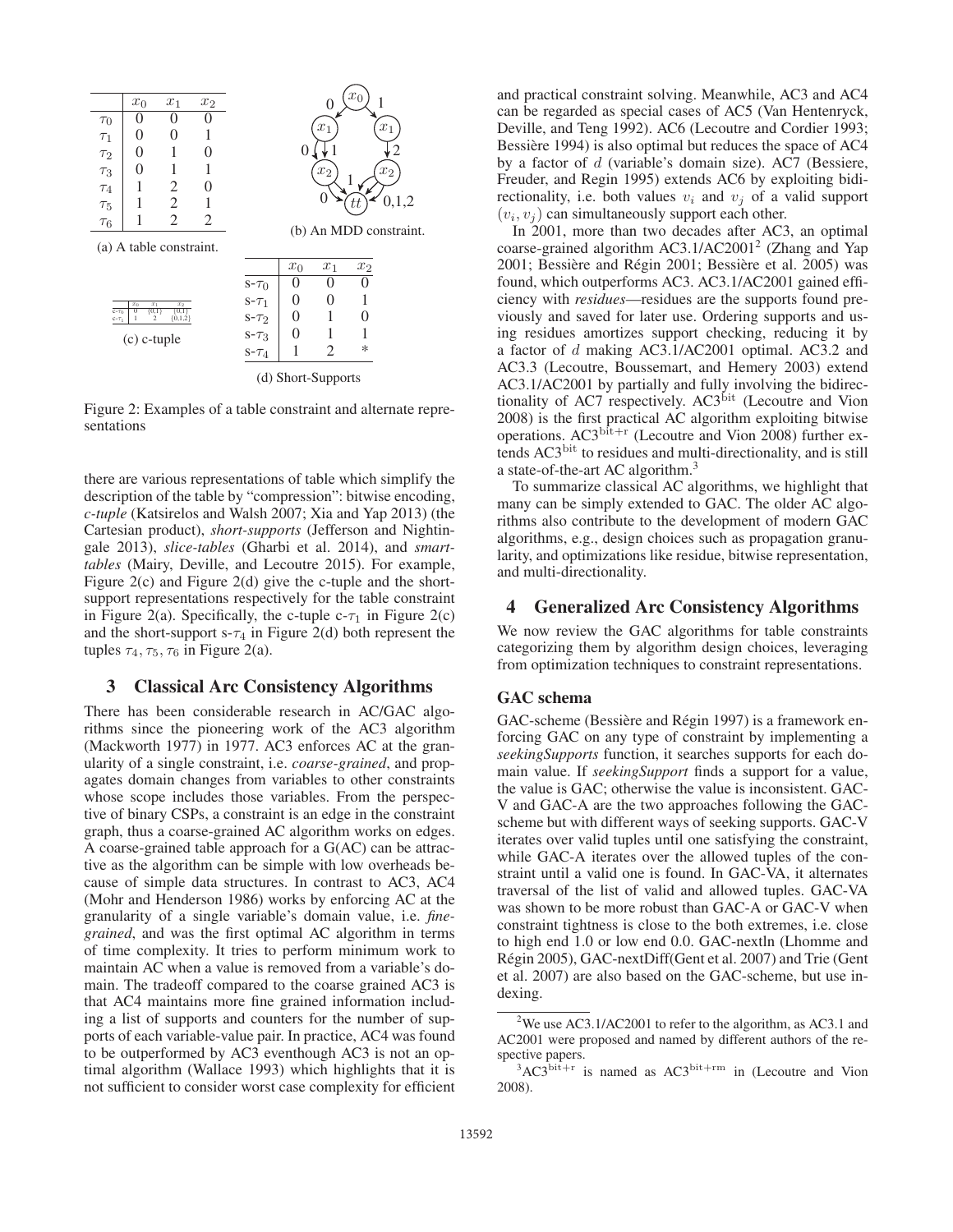|  | $x_0$ | $x_1$ | $x_2$ |
|---|---|---|---|
| $\tau_0$ | 0 | 0 | 0 |
| $\tau_1$ | 0 | 0 | 1 |
| $\tau_2$ | 0 | 1 | 0 |
| $\tau_3$ | 0 | 1 | 1 |
| $\tau_4$ | 1 | 2 | 0 |
| $\tau_5$ | 1 | 2 | 1 |
| $\tau_6$ | 1 | 2 | 2 |

(a) A table constraint.

(b) An MDD constraint.

|  | $x_0$ | $x_1$ | $x_2$ |
|---|---|---|---|
| c-$\tau_0$ | 0 | {0,1} | {0,1} |
| c-$\tau_1$ | 1 | 2 | {0,1,2} |

(c) c-tuple

|  | $x_0$ | $x_1$ | $x_2$ |
|---|---|---|---|
| s-$\tau_0$ | 0 | 0 | 0 |
| s-$\tau_1$ | 0 | 0 | 1 |
| s-$\tau_2$ | 0 | 1 | 0 |
| s-$\tau_3$ | 0 | 1 | 1 |
| s-$\tau_4$ | 1 | 2 | * |

(d) Short-Supports

Figure 2: Examples of a table constraint and alternate representations

there are various representations of table which simplify the description of the table by "compression": bitwise encoding, *c-tuple* (Katsirelos and Walsh 2007; Xia and Yap 2013) (the Cartesian product), *short-supports* (Jefferson and Nightingale 2013), *slice-tables* (Gharbi et al. 2014), and *smart-tables* (Mairy, Deville, and Lecoutre 2015). For example, Figure 2(c) and Figure 2(d) give the c-tuple and the short-support representations respectively for the table constraint in Figure 2(a). Specifically, the c-tuple c-$\tau_1$ in Figure 2(c) and the short-support s-$\tau_4$ in Figure 2(d) both represent the tuples $\tau_4, \tau_5, \tau_6$ in Figure 2(a).

## 3 Classical Arc Consistency Algorithms

There has been considerable research in AC/GAC algorithms since the pioneering work of the AC3 algorithm (Mackworth 1977) in 1977. AC3 enforces AC at the granularity of a single constraint, i.e. *coarse-grained*, and propagates domain changes from variables to other constraints whose scope includes those variables. From the perspective of binary CSPs, a constraint is an edge in the constraint graph, thus a coarse-grained AC algorithm works on edges. A coarse-grained table approach for a G(AC) can be attractive as the algorithm can be simple with low overheads because of simple data structures. In contrast to AC3, AC4 (Mohr and Henderson 1986) works by enforcing AC at the granularity of a single variable's domain value, i.e. *fine-grained*, and was the first optimal AC algorithm in terms of time complexity. It tries to perform minimum work to maintain AC when a value is removed from a variable's domain. The tradeoff compared to the coarse grained AC3 is that AC4 maintains more fine grained information including a list of supports and counters for the number of supports of each variable-value pair. In practice, AC4 was found to be outperformed by AC3 eventhough AC3 is not an optimal algorithm (Wallace 1993) which highlights that it is not sufficient to consider worst case complexity for efficient and practical constraint solving. Meanwhile, AC3 and AC4 can be regarded as special cases of AC5 (Van Hentenryck, Deville, and Teng 1992). AC6 (Lecoutre and Cordier 1993; Bessière 1994) is also optimal but reduces the space of AC4 by a factor of $d$ (variable's domain size). AC7 (Bessiere, Freuder, and Regin 1995) extends AC6 by exploiting bidirectionality, i.e. both values $v_i$ and $v_j$ of a valid support $(v_i, v_j)$ can simultaneously support each other.

In 2001, more than two decades after AC3, an optimal coarse-grained algorithm AC3.1/AC2001[2] (Zhang and Yap 2001; Bessière and Régin 2001; Bessière et al. 2005) was found, which outperforms AC3. AC3.1/AC2001 gained efficiency with *residues*—residues are the supports found previously and saved for later use. Ordering supports and using residues amortizes support checking, reducing it by a factor of $d$ making AC3.1/AC2001 optimal. AC3.2 and AC3.3 (Lecoutre, Boussemart, and Hemery 2003) extend AC3.1/AC2001 by partially and fully involving the bidirectionality of AC7 respectively. AC3$^{\text{bit}}$ (Lecoutre and Vion 2008) is the first practical AC algorithm exploiting bitwise operations. AC3$^{\text{bit+r}}$ (Lecoutre and Vion 2008) further extends AC3$^{\text{bit}}$ to residues and multi-directionality, and is still a state-of-the-art AC algorithm.[3]

To summarize classical AC algorithms, we highlight that many can be simply extended to GAC. The older AC algorithms also contribute to the development of modern GAC algorithms, e.g., design choices such as propagation granularity, and optimizations like residue, bitwise representation, and multi-directionality.

## 4 Generalized Arc Consistency Algorithms

We now review the GAC algorithms for table constraints categorizing them by algorithm design choices, leveraging from optimization techniques to constraint representations.

### GAC schema

GAC-scheme (Bessière and Régin 1997) is a framework enforcing GAC on any type of constraint by implementing a *seekingSupports* function, it searches supports for each domain value. If *seekingSupport* finds a support for a value, the value is GAC; otherwise the value is inconsistent. GAC-V and GAC-A are the two approaches following the GAC-scheme but with different ways of seeking supports. GAC-V iterates over valid tuples until one satisfying the constraint, while GAC-A iterates over the allowed tuples of the constraint until a valid one is found. In GAC-VA, it alternates traversal of the list of valid and allowed tuples. GAC-VA was shown to be more robust than GAC-A or GAC-V when constraint tightness is close to the both extremes, i.e. close to high end 1.0 or low end 0.0. GAC-nextIn (Lhomme and Régin 2005), GAC-nextDiff(Gent et al. 2007) and Trie (Gent et al. 2007) are also based on the GAC-scheme, but use indexing.

[2] We use AC3.1/AC2001 to refer to the algorithm, as AC3.1 and AC2001 were proposed and named by different authors of the respective papers.

[3] AC3$^{\text{bit+r}}$ is named as AC3$^{\text{bit+rm}}$ in (Lecoutre and Vion 2008).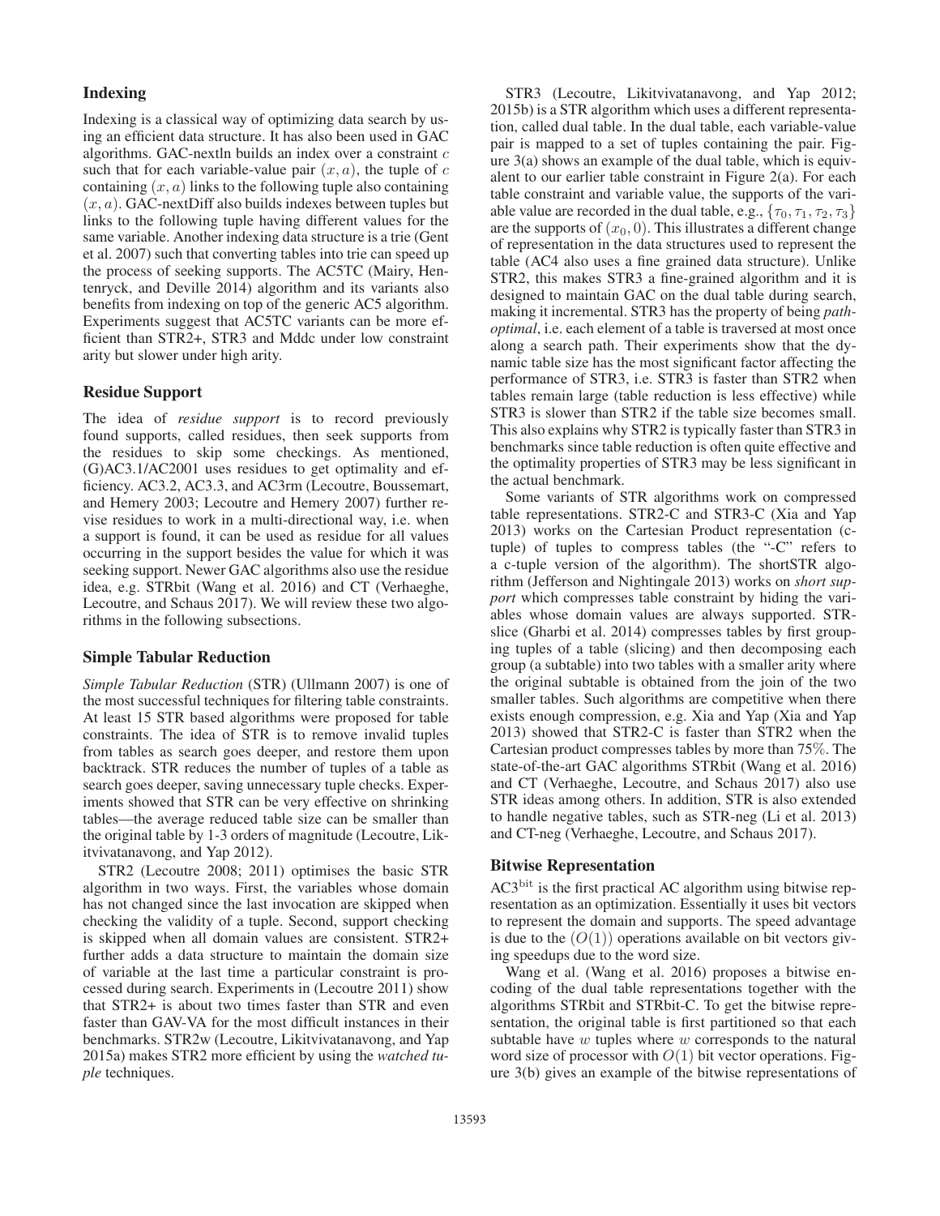## Indexing

Indexing is a classical way of optimizing data search by using an efficient data structure. It has also been used in GAC algorithms. GAC-nextIn builds an index over a constraint $c$ such that for each variable-value pair $(x, a)$, the tuple of $c$ containing $(x, a)$ links to the following tuple also containing $(x, a)$. GAC-nextDiff also builds indexes between tuples but links to the following tuple having different values for the same variable. Another indexing data structure is a trie (Gent et al. 2007) such that converting tables into trie can speed up the process of seeking supports. The AC5TC (Mairy, Hentenryck, and Deville 2014) algorithm and its variants also benefits from indexing on top of the generic AC5 algorithm. Experiments suggest that AC5TC variants can be more efficient than STR2+, STR3 and Mddc under low constraint arity but slower under high arity.

## Residue Support

The idea of *residue support* is to record previously found supports, called residues, then seek supports from the residues to skip some checkings. As mentioned, (G)AC3.1/AC2001 uses residues to get optimality and efficiency. AC3.2, AC3.3, and AC3rm (Lecoutre, Boussemart, and Hemery 2003; Lecoutre and Hemery 2007) further revise residues to work in a multi-directional way, i.e. when a support is found, it can be used as residue for all values occurring in the support besides the value for which it was seeking support. Newer GAC algorithms also use the residue idea, e.g. STRbit (Wang et al. 2016) and CT (Verhaeghe, Lecoutre, and Schaus 2017). We will review these two algorithms in the following subsections.

## Simple Tabular Reduction

*Simple Tabular Reduction* (STR) (Ullmann 2007) is one of the most successful techniques for filtering table constraints. At least 15 STR based algorithms were proposed for table constraints. The idea of STR is to remove invalid tuples from tables as search goes deeper, and restore them upon backtrack. STR reduces the number of tuples of a table as search goes deeper, saving unnecessary tuple checks. Experiments showed that STR can be very effective on shrinking tables—the average reduced table size can be smaller than the original table by 1-3 orders of magnitude (Lecoutre, Likitvivatanavong, and Yap 2012).

STR2 (Lecoutre 2008; 2011) optimises the basic STR algorithm in two ways. First, the variables whose domain has not changed since the last invocation are skipped when checking the validity of a tuple. Second, support checking is skipped when all domain values are consistent. STR2+ further adds a data structure to maintain the domain size of variable at the last time a particular constraint is processed during search. Experiments in (Lecoutre 2011) show that STR2+ is about two times faster than STR and even faster than GAV-VA for the most difficult instances in their benchmarks. STR2w (Lecoutre, Likitvivatanavong, and Yap 2015a) makes STR2 more efficient by using the *watched tuple* techniques.

STR3 (Lecoutre, Likitvivatanavong, and Yap 2012; 2015b) is a STR algorithm which uses a different representation, called dual table. In the dual table, each variable-value pair is mapped to a set of tuples containing the pair. Figure 3(a) shows an example of the dual table, which is equivalent to our earlier table constraint in Figure 2(a). For each table constraint and variable value, the supports of the variable value are recorded in the dual table, e.g., $\{\tau_0, \tau_1, \tau_2, \tau_3\}$ are the supports of $(x_0, 0)$. This illustrates a different change of representation in the data structures used to represent the table (AC4 also uses a fine grained data structure). Unlike STR2, this makes STR3 a fine-grained algorithm and it is designed to maintain GAC on the dual table during search, making it incremental. STR3 has the property of being *path-optimal*, i.e. each element of a table is traversed at most once along a search path. Their experiments show that the dynamic table size has the most significant factor affecting the performance of STR3, i.e. STR3 is faster than STR2 when tables remain large (table reduction is less effective) while STR3 is slower than STR2 if the table size becomes small. This also explains why STR2 is typically faster than STR3 in benchmarks since table reduction is often quite effective and the optimality properties of STR3 may be less significant in the actual benchmark.

Some variants of STR algorithms work on compressed table representations. STR2-C and STR3-C (Xia and Yap 2013) works on the Cartesian Product representation (c-tuple) of tuples to compress tables (the "-C" refers to a c-tuple version of the algorithm). The shortSTR algorithm (Jefferson and Nightingale 2013) works on *short support* which compresses table constraint by hiding the variables whose domain values are always supported. STR-slice (Gharbi et al. 2014) compresses tables by first grouping tuples of a table (slicing) and then decomposing each group (a subtable) into two tables with a smaller arity where the original subtable is obtained from the join of the two smaller tables. Such algorithms are competitive when there exists enough compression, e.g. Xia and Yap (Xia and Yap 2013) showed that STR2-C is faster than STR2 when the Cartesian product compresses tables by more than 75%. The state-of-the-art GAC algorithms STRbit (Wang et al. 2016) and CT (Verhaeghe, Lecoutre, and Schaus 2017) also use STR ideas among others. In addition, STR is also extended to handle negative tables, such as STR-neg (Li et al. 2013) and CT-neg (Verhaeghe, Lecoutre, and Schaus 2017).

## Bitwise Representation

$AC3^{\text{bit}}$ is the first practical AC algorithm using bitwise representation as an optimization. Essentially it uses bit vectors to represent the domain and supports. The speed advantage is due to the $(O(1))$ operations available on bit vectors giving speedups due to the word size.

Wang et al. (Wang et al. 2016) proposes a bitwise encoding of the dual table representations together with the algorithms STRbit and STRbit-C. To get the bitwise representation, the original table is first partitioned so that each subtable have $w$ tuples where $w$ corresponds to the natural word size of processor with $O(1)$ bit vector operations. Figure 3(b) gives an example of the bitwise representations of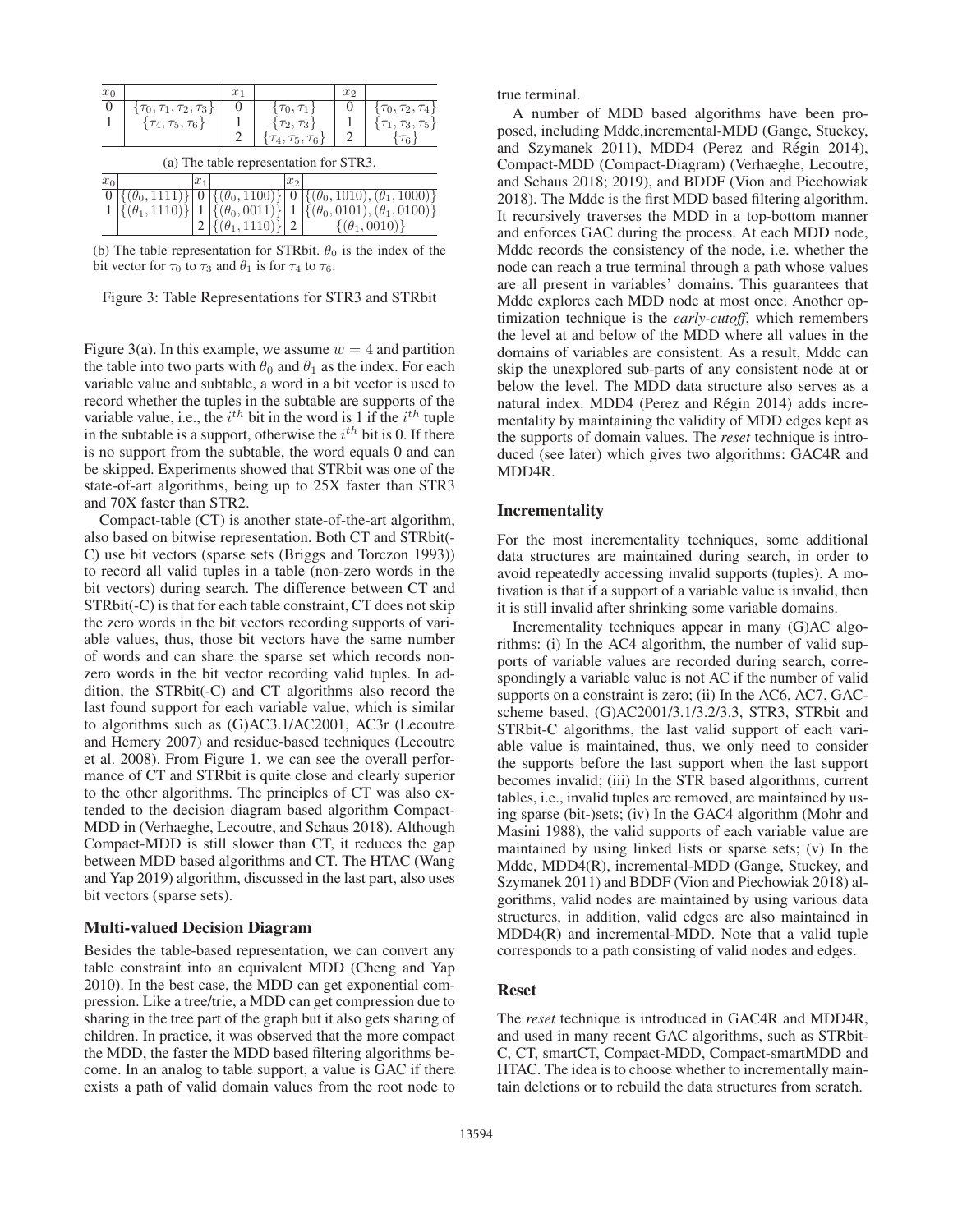| $x_0$ | | $x_1$ | | $x_2$ | |
|---|---|---|---|---|---|
| 0 | $\{\tau_0, \tau_1, \tau_2, \tau_3\}$ | 0 | $\{\tau_0, \tau_1\}$ | 0 | $\{\tau_0, \tau_2, \tau_4\}$ |
| 1 | $\{\tau_4, \tau_5, \tau_6\}$ | 1 | $\{\tau_2, \tau_3\}$ | 1 | $\{\tau_1, \tau_3, \tau_5\}$ |
| | | 2 | $\{\tau_4, \tau_5, \tau_6\}$ | 2 | $\{\tau_6\}$ |

(a) The table representation for STR3.

| $x_0$ | | $x_1$ | | $x_2$ | |
|---|---|---|---|---|---|
| 0 | $\{(\theta_0, 1111)\}$ | 0 | $\{(\theta_0, 1100)\}$ | 0 | $\{(\theta_0, 1010), (\theta_1, 1000)\}$ |
| 1 | $\{(\theta_1, 1110)\}$ | 1 | $\{(\theta_0, 0011)\}$ | 1 | $\{(\theta_0, 0101), (\theta_1, 0100)\}$ |
| | | 2 | $\{(\theta_1, 1110)\}$ | 2 | $\{(\theta_1, 0010)\}$ |

(b) The table representation for STRbit. $\theta_0$ is the index of the bit vector for $\tau_0$ to $\tau_3$ and $\theta_1$ is for $\tau_4$ to $\tau_6$.

Figure 3: Table Representations for STR3 and STRbit

Figure 3(a). In this example, we assume $w = 4$ and partition the table into two parts with $\theta_0$ and $\theta_1$ as the index. For each variable value and subtable, a word in a bit vector is used to record whether the tuples in the subtable are supports of the variable value, i.e., the $i^{th}$ bit in the word is 1 if the $i^{th}$ tuple in the subtable is a support, otherwise the $i^{th}$ bit is 0. If there is no support from the subtable, the word equals 0 and can be skipped. Experiments showed that STRbit was one of the state-of-art algorithms, being up to 25X faster than STR3 and 70X faster than STR2.

Compact-table (CT) is another state-of-the-art algorithm, also based on bitwise representation. Both CT and STRbit(-C) use bit vectors (sparse sets (Briggs and Torczon 1993)) to record all valid tuples in a table (non-zero words in the bit vectors) during search. The difference between CT and STRbit(-C) is that for each table constraint, CT does not skip the zero words in the bit vectors recording supports of variable values, thus, those bit vectors have the same number of words and can share the sparse set which records non-zero words in the bit vector recording valid tuples. In addition, the STRbit(-C) and CT algorithms also record the last found support for each variable value, which is similar to algorithms such as (G)AC3.1/AC2001, AC3r (Lecoutre and Hemery 2007) and residue-based techniques (Lecoutre et al. 2008). From Figure 1, we can see the overall performance of CT and STRbit is quite close and clearly superior to the other algorithms. The principles of CT was also extended to the decision diagram based algorithm Compact-MDD in (Verhaeghe, Lecoutre, and Schaus 2018). Although Compact-MDD is still slower than CT, it reduces the gap between MDD based algorithms and CT. The HTAC (Wang and Yap 2019) algorithm, discussed in the last part, also uses bit vectors (sparse sets).

### Multi-valued Decision Diagram

Besides the table-based representation, we can convert any table constraint into an equivalent MDD (Cheng and Yap 2010). In the best case, the MDD can get exponential compression. Like a tree/trie, a MDD can get compression due to sharing in the tree part of the graph but it also gets sharing of children. In practice, it was observed that the more compact the MDD, the faster the MDD based filtering algorithms become. In an analog to table support, a value is GAC if there exists a path of valid domain values from the root node to true terminal.

A number of MDD based algorithms have been proposed, including Mddc,incremental-MDD (Gange, Stuckey, and Szymanek 2011), MDD4 (Perez and Régin 2014), Compact-MDD (Compact-Diagram) (Verhaeghe, Lecoutre, and Schaus 2018; 2019), and BDDF (Vion and Piechowiak 2018). The Mddc is the first MDD based filtering algorithm. It recursively traverses the MDD in a top-bottom manner and enforces GAC during the process. At each MDD node, Mddc records the consistency of the node, i.e. whether the node can reach a true terminal through a path whose values are all present in variables' domains. This guarantees that Mddc explores each MDD node at most once. Another optimization technique is the *early-cutoff*, which remembers the level at and below of the MDD where all values in the domains of variables are consistent. As a result, Mddc can skip the unexplored sub-parts of any consistent node at or below the level. The MDD data structure also serves as a natural index. MDD4 (Perez and Régin 2014) adds incrementality by maintaining the validity of MDD edges kept as the supports of domain values. The *reset* technique is introduced (see later) which gives two algorithms: GAC4R and MDD4R.

### Incrementality

For the most incrementality techniques, some additional data structures are maintained during search, in order to avoid repeatedly accessing invalid supports (tuples). A motivation is that if a support of a variable value is invalid, then it is still invalid after shrinking some variable domains.

Incrementality techniques appear in many (G)AC algorithms: (i) In the AC4 algorithm, the number of valid supports of variable values are recorded during search, correspondingly a variable value is not AC if the number of valid supports on a constraint is zero; (ii) In the AC6, AC7, GAC-scheme based, (G)AC2001/3.1/3.2/3.3, STR3, STRbit and STRbit-C algorithms, the last valid support of each variable value is maintained, thus, we only need to consider the supports before the last support when the last support becomes invalid; (iii) In the STR based algorithms, current tables, i.e., invalid tuples are removed, are maintained by using sparse (bit-)sets; (iv) In the GAC4 algorithm (Mohr and Masini 1988), the valid supports of each variable value are maintained by using linked lists or sparse sets; (v) In the Mddc, MDD4(R), incremental-MDD (Gange, Stuckey, and Szymanek 2011) and BDDF (Vion and Piechowiak 2018) algorithms, valid nodes are maintained by using various data structures, in addition, valid edges are also maintained in MDD4(R) and incremental-MDD. Note that a valid tuple corresponds to a path consisting of valid nodes and edges.

### Reset

The *reset* technique is introduced in GAC4R and MDD4R, and used in many recent GAC algorithms, such as STRbit-C, CT, smartCT, Compact-MDD, Compact-smartMDD and HTAC. The idea is to choose whether to incrementally maintain deletions or to rebuild the data structures from scratch.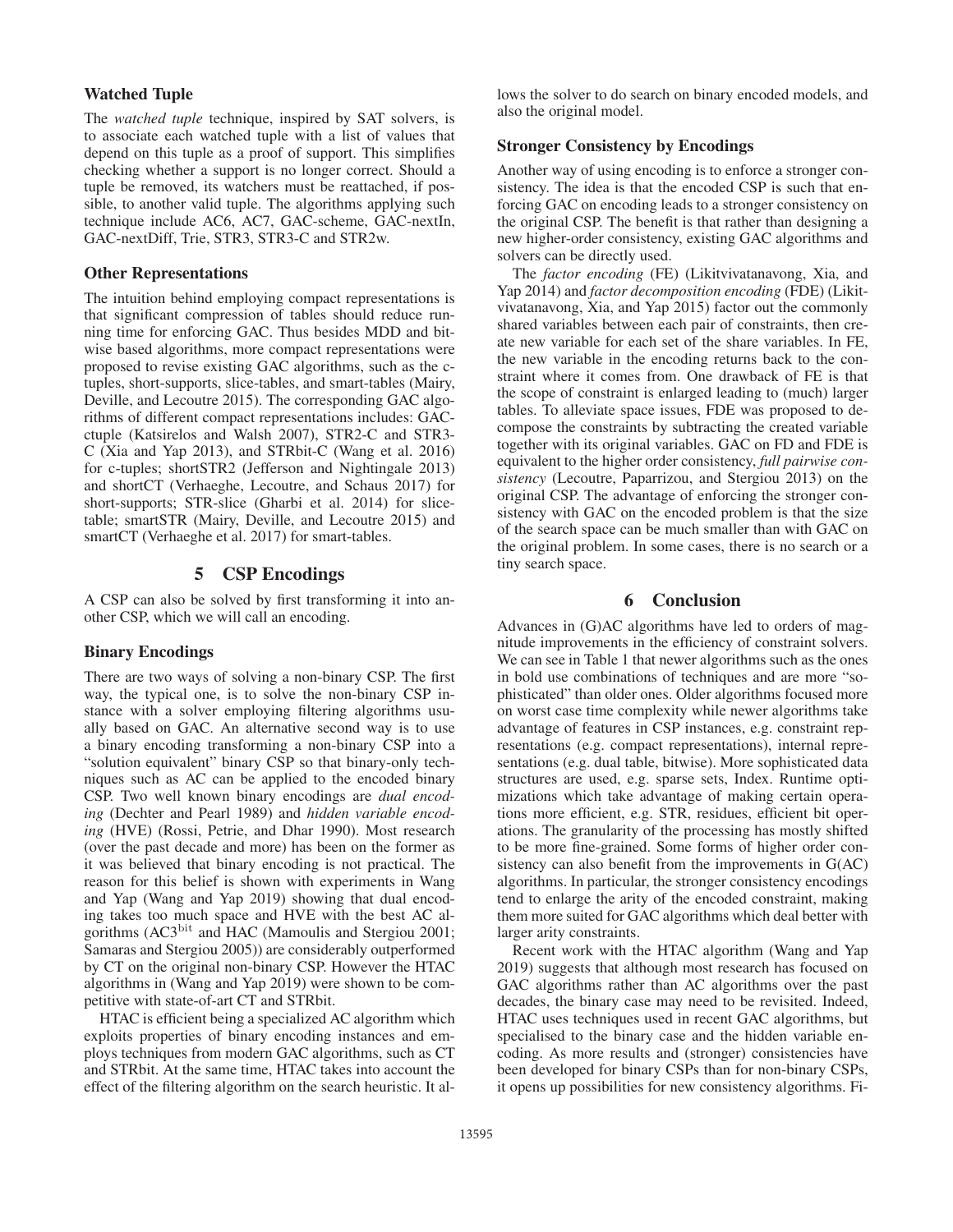### Watched Tuple

The *watched tuple* technique, inspired by SAT solvers, is to associate each watched tuple with a list of values that depend on this tuple as a proof of support. This simplifies checking whether a support is no longer correct. Should a tuple be removed, its watchers must be reattached, if possible, to another valid tuple. The algorithms applying such technique include AC6, AC7, GAC-scheme, GAC-nextIn, GAC-nextDiff, Trie, STR3, STR3-C and STR2w.

### Other Representations

The intuition behind employing compact representations is that significant compression of tables should reduce running time for enforcing GAC. Thus besides MDD and bitwise based algorithms, more compact representations were proposed to revise existing GAC algorithms, such as the c-tuples, short-supports, slice-tables, and smart-tables (Mairy, Deville, and Lecoutre 2015). The corresponding GAC algorithms of different compact representations includes: GAC-ctuple (Katsirelos and Walsh 2007), STR2-C and STR3-C (Xia and Yap 2013), and STRbit-C (Wang et al. 2016) for c-tuples; shortSTR2 (Jefferson and Nightingale 2013) and shortCT (Verhaeghe, Lecoutre, and Schaus 2017) for short-supports; STR-slice (Gharbi et al. 2014) for slice-table; smartSTR (Mairy, Deville, and Lecoutre 2015) and smartCT (Verhaeghe et al. 2017) for smart-tables.

## 5 CSP Encodings

A CSP can also be solved by first transforming it into another CSP, which we will call an encoding.

### Binary Encodings

There are two ways of solving a non-binary CSP. The first way, the typical one, is to solve the non-binary CSP instance with a solver employing filtering algorithms usually based on GAC. An alternative second way is to use a binary encoding transforming a non-binary CSP into a "solution equivalent" binary CSP so that binary-only techniques such as AC can be applied to the encoded binary CSP. Two well known binary encodings are *dual encoding* (Dechter and Pearl 1989) and *hidden variable encoding* (HVE) (Rossi, Petrie, and Dhar 1990). Most research (over the past decade and more) has been on the former as it was believed that binary encoding is not practical. The reason for this belief is shown with experiments in Wang and Yap (Wang and Yap 2019) showing that dual encoding takes too much space and HVE with the best AC algorithms ($AC3^{bit}$ and HAC (Mamoulis and Stergiou 2001; Samaras and Stergiou 2005)) are considerably outperformed by CT on the original non-binary CSP. However the HTAC algorithms in (Wang and Yap 2019) were shown to be competitive with state-of-art CT and STRbit.

HTAC is efficient being a specialized AC algorithm which exploits properties of binary encoding instances and employs techniques from modern GAC algorithms, such as CT and STRbit. At the same time, HTAC takes into account the effect of the filtering algorithm on the search heuristic. It allows the solver to do search on binary encoded models, and also the original model.

### Stronger Consistency by Encodings

Another way of using encoding is to enforce a stronger consistency. The idea is that the encoded CSP is such that enforcing GAC on encoding leads to a stronger consistency on the original CSP. The benefit is that rather than designing a new higher-order consistency, existing GAC algorithms and solvers can be directly used.

The *factor encoding* (FE) (Likitvivatanavong, Xia, and Yap 2014) and *factor decomposition encoding* (FDE) (Likitvivatanavong, Xia, and Yap 2015) factor out the commonly shared variables between each pair of constraints, then create new variable for each set of the share variables. In FE, the new variable in the encoding returns back to the constraint where it comes from. One drawback of FE is that the scope of constraint is enlarged leading to (much) larger tables. To alleviate space issues, FDE was proposed to decompose the constraints by subtracting the created variable together with its original variables. GAC on FD and FDE is equivalent to the higher order consistency, *full pairwise consistency* (Lecoutre, Paparrizou, and Stergiou 2013) on the original CSP. The advantage of enforcing the stronger consistency with GAC on the encoded problem is that the size of the search space can be much smaller than with GAC on the original problem. In some cases, there is no search or a tiny search space.

## 6 Conclusion

Advances in (G)AC algorithms have led to orders of magnitude improvements in the efficiency of constraint solvers. We can see in Table 1 that newer algorithms such as the ones in bold use combinations of techniques and are more "sophisticated" than older ones. Older algorithms focused more on worst case time complexity while newer algorithms take advantage of features in CSP instances, e.g. constraint representations (e.g. compact representations), internal representations (e.g. dual table, bitwise). More sophisticated data structures are used, e.g. sparse sets, Index. Runtime optimizations which take advantage of making certain operations more efficient, e.g. STR, residues, efficient bit operations. The granularity of the processing has mostly shifted to be more fine-grained. Some forms of higher order consistency can also benefit from the improvements in G(AC) algorithms. In particular, the stronger consistency encodings tend to enlarge the arity of the encoded constraint, making them more suited for GAC algorithms which deal better with larger arity constraints.

Recent work with the HTAC algorithm (Wang and Yap 2019) suggests that although most research has focused on GAC algorithms rather than AC algorithms over the past decades, the binary case may need to be revisited. Indeed, HTAC uses techniques used in recent GAC algorithms, but specialised to the binary case and the hidden variable encoding. As more results and (stronger) consistencies have been developed for binary CSPs than for non-binary CSPs, it opens up possibilities for new consistency algorithms. Fi-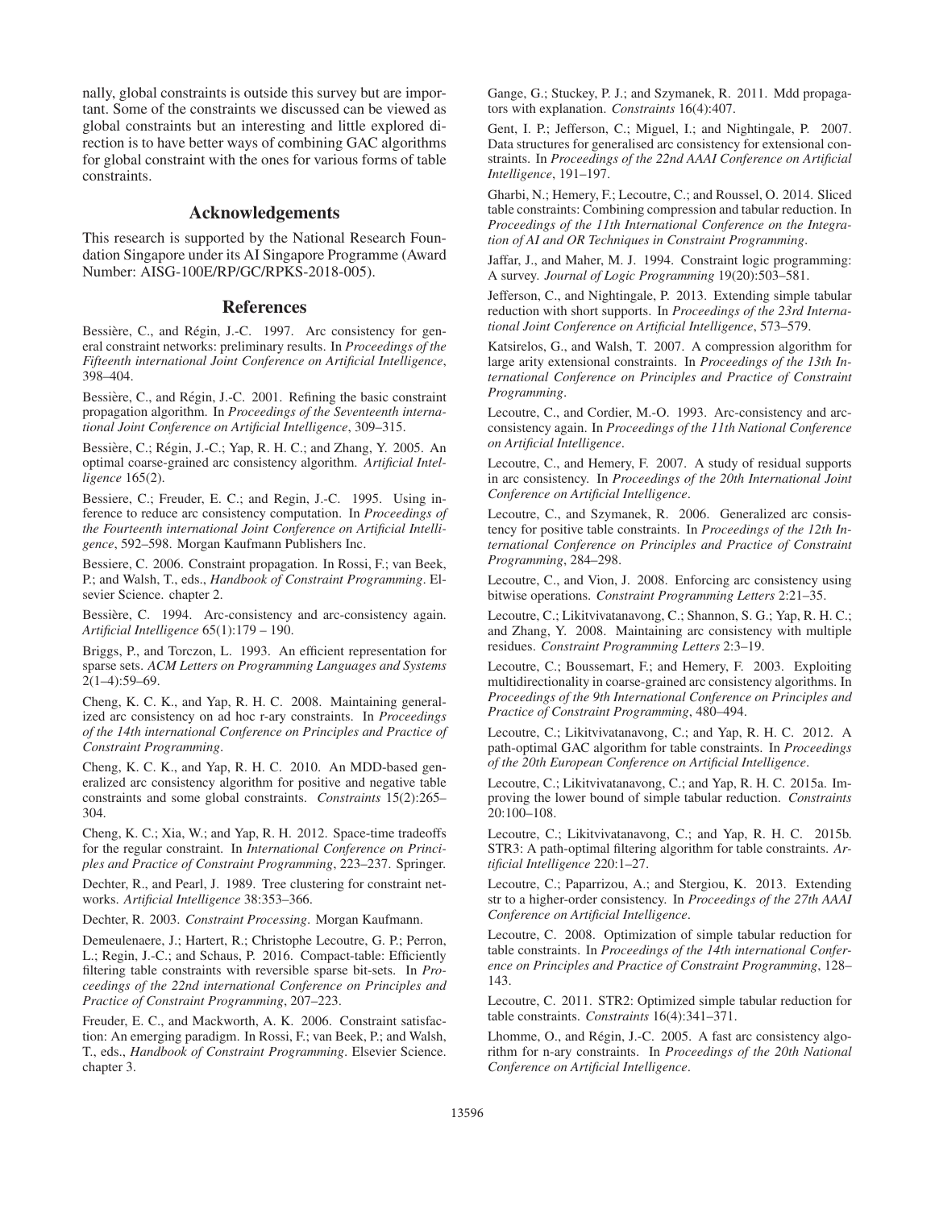nally, global constraints is outside this survey but are important. Some of the constraints we discussed can be viewed as global constraints but an interesting and little explored direction is to have better ways of combining GAC algorithms for global constraint with the ones for various forms of table constraints.

## Acknowledgements

This research is supported by the National Research Foundation Singapore under its AI Singapore Programme (Award Number: AISG-100E/RP/GC/RPKS-2018-005).

## References

Bessière, C., and Régin, J.-C. 1997. Arc consistency for general constraint networks: preliminary results. In *Proceedings of the Fifteenth international Joint Conference on Artificial Intelligence*, 398–404.

Bessière, C., and Régin, J.-C. 2001. Refining the basic constraint propagation algorithm. In *Proceedings of the Seventeenth international Joint Conference on Artificial Intelligence*, 309–315.

Bessière, C.; Régin, J.-C.; Yap, R. H. C.; and Zhang, Y. 2005. An optimal coarse-grained arc consistency algorithm. *Artificial Intelligence* 165(2).

Bessiere, C.; Freuder, E. C.; and Regin, J.-C. 1995. Using inference to reduce arc consistency computation. In *Proceedings of the Fourteenth international Joint Conference on Artificial Intelligence*, 592–598. Morgan Kaufmann Publishers Inc.

Bessiere, C. 2006. Constraint propagation. In Rossi, F.; van Beek, P.; and Walsh, T., eds., *Handbook of Constraint Programming*. Elsevier Science. chapter 2.

Bessière, C. 1994. Arc-consistency and arc-consistency again. *Artificial Intelligence* 65(1):179 – 190.

Briggs, P., and Torczon, L. 1993. An efficient representation for sparse sets. *ACM Letters on Programming Languages and Systems* 2(1–4):59–69.

Cheng, K. C. K., and Yap, R. H. C. 2008. Maintaining generalized arc consistency on ad hoc r-ary constraints. In *Proceedings of the 14th international Conference on Principles and Practice of Constraint Programming*.

Cheng, K. C. K., and Yap, R. H. C. 2010. An MDD-based generalized arc consistency algorithm for positive and negative table constraints and some global constraints. *Constraints* 15(2):265–304.

Cheng, K. C.; Xia, W.; and Yap, R. H. 2012. Space-time tradeoffs for the regular constraint. In *International Conference on Principles and Practice of Constraint Programming*, 223–237. Springer.

Dechter, R., and Pearl, J. 1989. Tree clustering for constraint networks. *Artificial Intelligence* 38:353–366.

Dechter, R. 2003. *Constraint Processing*. Morgan Kaufmann.

Demeulenaere, J.; Hartert, R.; Christophe Lecoutre, G. P.; Perron, L.; Regin, J.-C.; and Schaus, P. 2016. Compact-table: Efficiently filtering table constraints with reversible sparse bit-sets. In *Proceedings of the 22nd international Conference on Principles and Practice of Constraint Programming*, 207–223.

Freuder, E. C., and Mackworth, A. K. 2006. Constraint satisfaction: An emerging paradigm. In Rossi, F.; van Beek, P.; and Walsh, T., eds., *Handbook of Constraint Programming*. Elsevier Science. chapter 3.

Gange, G.; Stuckey, P. J.; and Szymanek, R. 2011. Mdd propagators with explanation. *Constraints* 16(4):407.

Gent, I. P.; Jefferson, C.; Miguel, I.; and Nightingale, P. 2007. Data structures for generalised arc consistency for extensional constraints. In *Proceedings of the 22nd AAAI Conference on Artificial Intelligence*, 191–197.

Gharbi, N.; Hemery, F.; Lecoutre, C.; and Roussel, O. 2014. Sliced table constraints: Combining compression and tabular reduction. In *Proceedings of the 11th International Conference on the Integration of AI and OR Techniques in Constraint Programming*.

Jaffar, J., and Maher, M. J. 1994. Constraint logic programming: A survey. *Journal of Logic Programming* 19(20):503–581.

Jefferson, C., and Nightingale, P. 2013. Extending simple tabular reduction with short supports. In *Proceedings of the 23rd International Joint Conference on Artificial Intelligence*, 573–579.

Katsirelos, G., and Walsh, T. 2007. A compression algorithm for large arity extensional constraints. In *Proceedings of the 13th International Conference on Principles and Practice of Constraint Programming*.

Lecoutre, C., and Cordier, M.-O. 1993. Arc-consistency and arc-consistency again. In *Proceedings of the 11th National Conference on Artificial Intelligence*.

Lecoutre, C., and Hemery, F. 2007. A study of residual supports in arc consistency. In *Proceedings of the 20th International Joint Conference on Artificial Intelligence*.

Lecoutre, C., and Szymanek, R. 2006. Generalized arc consistency for positive table constraints. In *Proceedings of the 12th International Conference on Principles and Practice of Constraint Programming*, 284–298.

Lecoutre, C., and Vion, J. 2008. Enforcing arc consistency using bitwise operations. *Constraint Programming Letters* 2:21–35.

Lecoutre, C.; Likitvivatanavong, C.; Shannon, S. G.; Yap, R. H. C.; and Zhang, Y. 2008. Maintaining arc consistency with multiple residues. *Constraint Programming Letters* 2:3–19.

Lecoutre, C.; Boussemart, F.; and Hemery, F. 2003. Exploiting multidirectionality in coarse-grained arc consistency algorithms. In *Proceedings of the 9th International Conference on Principles and Practice of Constraint Programming*, 480–494.

Lecoutre, C.; Likitvivatanavong, C.; and Yap, R. H. C. 2012. A path-optimal GAC algorithm for table constraints. In *Proceedings of the 20th European Conference on Artificial Intelligence*.

Lecoutre, C.; Likitvivatanavong, C.; and Yap, R. H. C. 2015a. Improving the lower bound of simple tabular reduction. *Constraints* 20:100–108.

Lecoutre, C.; Likitvivatanavong, C.; and Yap, R. H. C. 2015b. STR3: A path-optimal filtering algorithm for table constraints. *Artificial Intelligence* 220:1–27.

Lecoutre, C.; Paparrizou, A.; and Stergiou, K. 2013. Extending str to a higher-order consistency. In *Proceedings of the 27th AAAI Conference on Artificial Intelligence*.

Lecoutre, C. 2008. Optimization of simple tabular reduction for table constraints. In *Proceedings of the 14th international Conference on Principles and Practice of Constraint Programming*, 128–143.

Lecoutre, C. 2011. STR2: Optimized simple tabular reduction for table constraints. *Constraints* 16(4):341–371.

Lhomme, O., and Régin, J.-C. 2005. A fast arc consistency algorithm for n-ary constraints. In *Proceedings of the 20th National Conference on Artificial Intelligence*.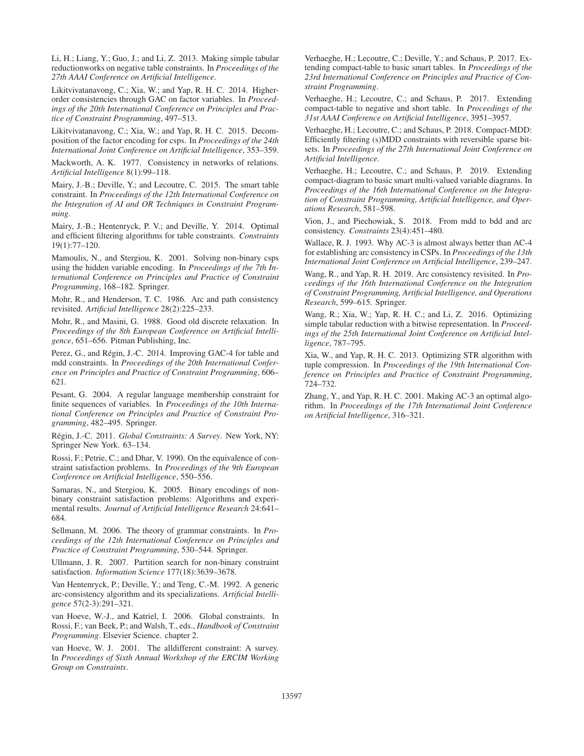Li, H.; Liang, Y.; Guo, J.; and Li, Z. 2013. Making simple tabular reductionworks on negative table constraints. In *Proceedings of the 27th AAAI Conference on Artificial Intelligence*.

Likitvivatanavong, C.; Xia, W.; and Yap, R. H. C. 2014. Higher-order consistencies through GAC on factor variables. In *Proceedings of the 20th International Conference on Principles and Practice of Constraint Programming*, 497–513.

Likitvivatanavong, C.; Xia, W.; and Yap, R. H. C. 2015. Decomposition of the factor encoding for csps. In *Proceedings of the 24th International Joint Conference on Artificial Intelligence*, 353–359.

Mackworth, A. K. 1977. Consistency in networks of relations. *Artificial Intelligence* 8(1):99–118.

Mairy, J.-B.; Deville, Y.; and Lecoutre, C. 2015. The smart table constraint. In *Proceedings of the 12th International Conference on the Integration of AI and OR Techniques in Constraint Programming*.

Mairy, J.-B.; Hentenryck, P. V.; and Deville, Y. 2014. Optimal and efficient filtering algorithms for table constraints. *Constraints* 19(1):77–120.

Mamoulis, N., and Stergiou, K. 2001. Solving non-binary csps using the hidden variable encoding. In *Proceedings of the 7th International Conference on Principles and Practice of Constraint Programming*, 168–182. Springer.

Mohr, R., and Henderson, T. C. 1986. Arc and path consistency revisited. *Artificial Intelligence* 28(2):225–233.

Mohr, R., and Masini, G. 1988. Good old discrete relaxation. In *Proceedings of the 8th European Conference on Artificial Intelligence*, 651–656. Pitman Publishing, Inc.

Perez, G., and Régin, J.-C. 2014. Improving GAC-4 for table and mdd constraints. In *Proceedings of the 20th International Conference on Principles and Practice of Constraint Programming*, 606–621.

Pesant, G. 2004. A regular language membership constraint for finite sequences of variables. In *Proceedings of the 10th International Conference on Principles and Practice of Constraint Programming*, 482–495. Springer.

Régin, J.-C. 2011. *Global Constraints: A Survey*. New York, NY: Springer New York. 63–134.

Rossi, F.; Petrie, C.; and Dhar, V. 1990. On the equivalence of constraint satisfaction problems. In *Proceedings of the 9th European Conference on Artificial Intelligence*, 550–556.

Samaras, N., and Stergiou, K. 2005. Binary encodings of non-binary constraint satisfaction problems: Algorithms and experimental results. *Journal of Artificial Intelligence Research* 24:641–684.

Sellmann, M. 2006. The theory of grammar constraints. In *Proceedings of the 12th International Conference on Principles and Practice of Constraint Programming*, 530–544. Springer.

Ullmann, J. R. 2007. Partition search for non-binary constraint satisfaction. *Information Science* 177(18):3639–3678.

Van Hentenryck, P.; Deville, Y.; and Teng, C.-M. 1992. A generic arc-consistency algorithm and its specializations. *Artificial Intelligence* 57(2-3):291–321.

van Hoeve, W.-J., and Katriel, I. 2006. Global constraints. In Rossi, F.; van Beek, P.; and Walsh, T., eds., *Handbook of Constraint Programming*. Elsevier Science. chapter 2.

van Hoeve, W. J. 2001. The alldifferent constraint: A survey. In *Proceedings of Sixth Annual Workshop of the ERCIM Working Group on Constraints*.

Verhaeghe, H.; Lecoutre, C.; Deville, Y.; and Schaus, P. 2017. Extending compact-table to basic smart tables. In *Proceedings of the 23rd International Conference on Principles and Practice of Constraint Programming*.

Verhaeghe, H.; Lecoutre, C.; and Schaus, P. 2017. Extending compact-table to negative and short table. In *Proceedings of the 31st AAAI Conference on Artificial Intelligence*, 3951–3957.

Verhaeghe, H.; Lecoutre, C.; and Schaus, P. 2018. Compact-MDD: Efficiently filtering (s)MDD constraints with reversible sparse bit-sets. In *Proceedings of the 27th International Joint Conference on Artificial Intelligence*.

Verhaeghe, H.; Lecoutre, C.; and Schaus, P. 2019. Extending compact-diagram to basic smart multi-valued variable diagrams. In *Proceedings of the 16th International Conference on the Integration of Constraint Programming, Artificial Intelligence, and Operations Research*, 581–598.

Vion, J., and Piechowiak, S. 2018. From mdd to bdd and arc consistency. *Constraints* 23(4):451–480.

Wallace, R. J. 1993. Why AC-3 is almost always better than AC-4 for establishing arc consistency in CSPs. In *Proceedings of the 13th International Joint Conference on Artificial Intelligence*, 239–247.

Wang, R., and Yap, R. H. 2019. Arc consistency revisited. In *Proceedings of the 16th International Conference on the Integration of Constraint Programming, Artificial Intelligence, and Operations Research*, 599–615. Springer.

Wang, R.; Xia, W.; Yap, R. H. C.; and Li, Z. 2016. Optimizing simple tabular reduction with a bitwise representation. In *Proceedings of the 25th International Joint Conference on Artificial Intelligence*, 787–795.

Xia, W., and Yap, R. H. C. 2013. Optimizing STR algorithm with tuple compression. In *Proceedings of the 19th International Conference on Principles and Practice of Constraint Programming*, 724–732.

Zhang, Y., and Yap, R. H. C. 2001. Making AC-3 an optimal algorithm. In *Proceedings of the 17th International Joint Conference on Artificial Intelligence*, 316–321.